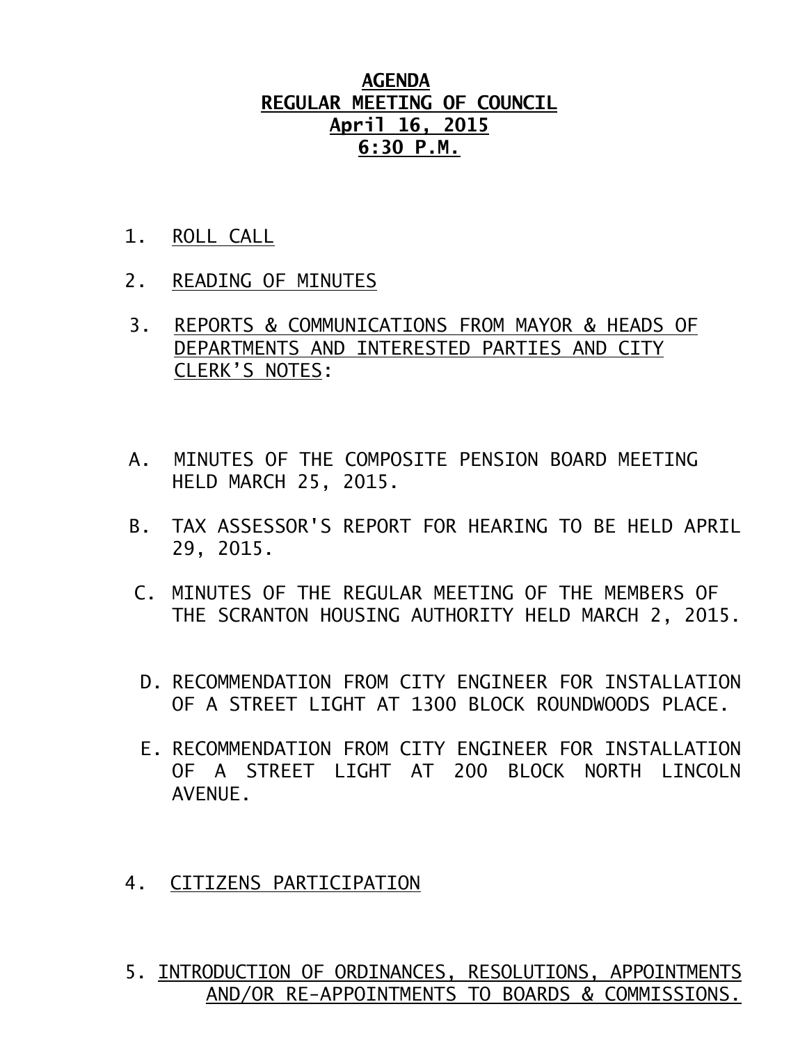# AGENDA
## REGULAR MEETING OF COUNCIL
## April 16, 2015
## 6:30 P.M.

1. ROLL CALL

2. READING OF MINUTES

3. REPORTS & COMMUNICATIONS FROM MAYOR & HEADS OF DEPARTMENTS AND INTERESTED PARTIES AND CITY CLERK'S NOTES:

   A. MINUTES OF THE COMPOSITE PENSION BOARD MEETING HELD MARCH 25, 2015.

   B. TAX ASSESSOR'S REPORT FOR HEARING TO BE HELD APRIL 29, 2015.

   C. MINUTES OF THE REGULAR MEETING OF THE MEMBERS OF THE SCRANTON HOUSING AUTHORITY HELD MARCH 2, 2015.

   D. RECOMMENDATION FROM CITY ENGINEER FOR INSTALLATION OF A STREET LIGHT AT 1300 BLOCK ROUNDWOODS PLACE.

   E. RECOMMENDATION FROM CITY ENGINEER FOR INSTALLATION OF A STREET LIGHT AT 200 BLOCK NORTH LINCOLN AVENUE.

4. CITIZENS PARTICIPATION

5. INTRODUCTION OF ORDINANCES, RESOLUTIONS, APPOINTMENTS AND/OR RE-APPOINTMENTS TO BOARDS & COMMISSIONS.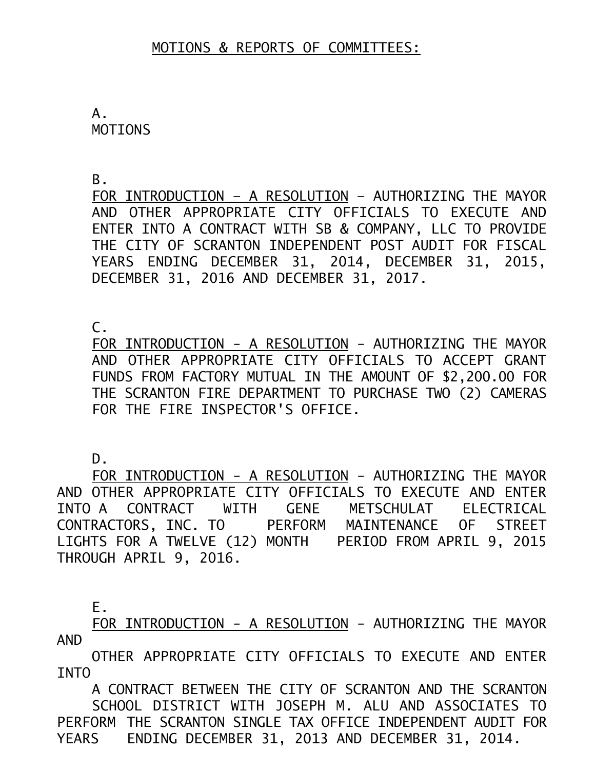## MOTIONS & REPORTS OF COMMITTEES:

A. MOTIONS

B. FOR INTRODUCTION – A RESOLUTION – AUTHORIZING THE MAYOR AND OTHER APPROPRIATE CITY OFFICIALS TO EXECUTE AND ENTER INTO A CONTRACT WITH SB & COMPANY, LLC TO PROVIDE THE CITY OF SCRANTON INDEPENDENT POST AUDIT FOR FISCAL YEARS ENDING DECEMBER 31, 2014, DECEMBER 31, 2015, DECEMBER 31, 2016 AND DECEMBER 31, 2017.

C. FOR INTRODUCTION - A RESOLUTION - AUTHORIZING THE MAYOR AND OTHER APPROPRIATE CITY OFFICIALS TO ACCEPT GRANT FUNDS FROM FACTORY MUTUAL IN THE AMOUNT OF $2,200.00 FOR THE SCRANTON FIRE DEPARTMENT TO PURCHASE TWO (2) CAMERAS FOR THE FIRE INSPECTOR'S OFFICE.

D. FOR INTRODUCTION - A RESOLUTION - AUTHORIZING THE MAYOR AND OTHER APPROPRIATE CITY OFFICIALS TO EXECUTE AND ENTER INTO A CONTRACT WITH GENE METSCHULAT ELECTRICAL CONTRACTORS, INC. TO PERFORM MAINTENANCE OF STREET LIGHTS FOR A TWELVE (12) MONTH PERIOD FROM APRIL 9, 2015 THROUGH APRIL 9, 2016.

E. FOR INTRODUCTION - A RESOLUTION - AUTHORIZING THE MAYOR AND OTHER APPROPRIATE CITY OFFICIALS TO EXECUTE AND ENTER INTO A CONTRACT BETWEEN THE CITY OF SCRANTON AND THE SCRANTON SCHOOL DISTRICT WITH JOSEPH M. ALU AND ASSOCIATES TO PERFORM THE SCRANTON SINGLE TAX OFFICE INDEPENDENT AUDIT FOR YEARS ENDING DECEMBER 31, 2013 AND DECEMBER 31, 2014.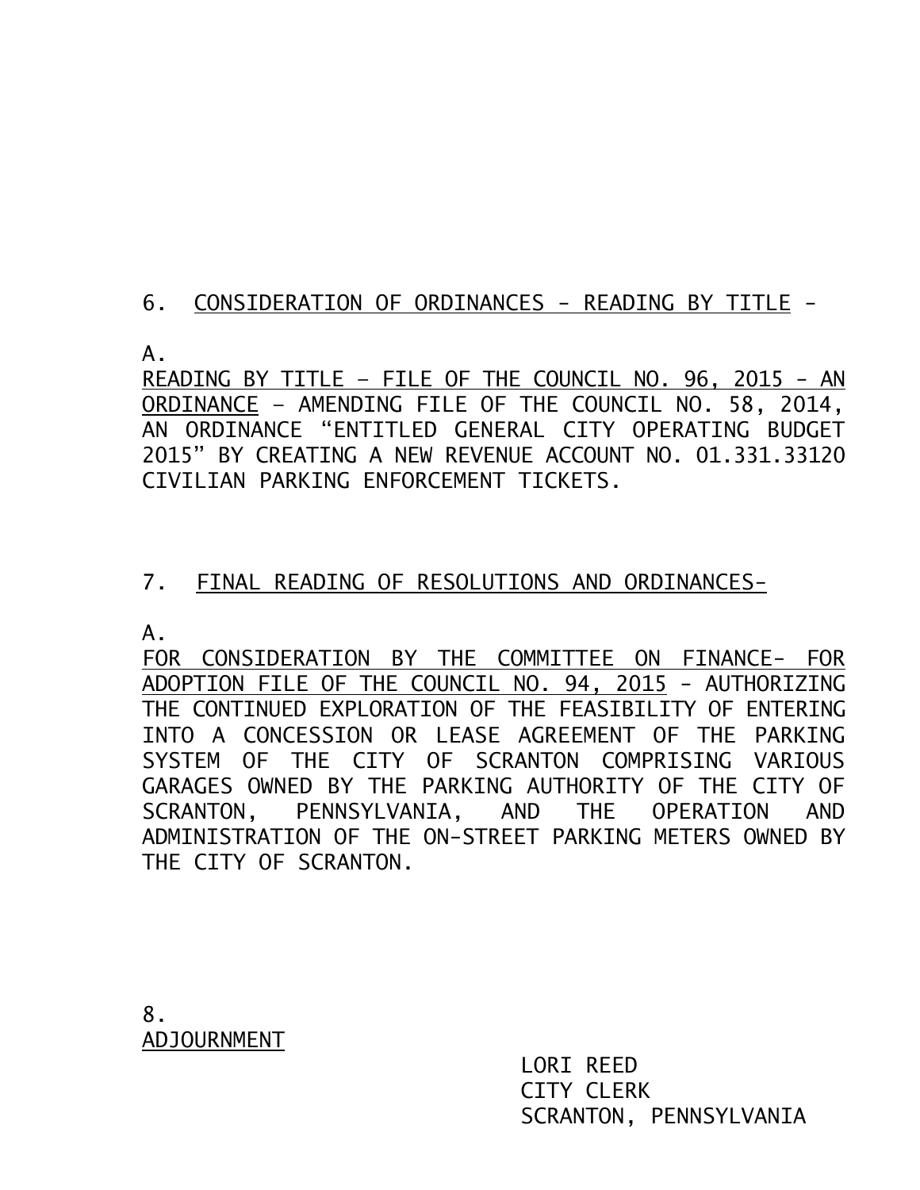6. CONSIDERATION OF ORDINANCES - READING BY TITLE -

A.
READING BY TITLE – FILE OF THE COUNCIL NO. 96, 2015 - AN ORDINANCE – AMENDING FILE OF THE COUNCIL NO. 58, 2014, AN ORDINANCE "ENTITLED GENERAL CITY OPERATING BUDGET 2015" BY CREATING A NEW REVENUE ACCOUNT NO. 01.331.33120 CIVILIAN PARKING ENFORCEMENT TICKETS.

7. FINAL READING OF RESOLUTIONS AND ORDINANCES-

A.
FOR CONSIDERATION BY THE COMMITTEE ON FINANCE- FOR ADOPTION FILE OF THE COUNCIL NO. 94, 2015 - AUTHORIZING THE CONTINUED EXPLORATION OF THE FEASIBILITY OF ENTERING INTO A CONCESSION OR LEASE AGREEMENT OF THE PARKING SYSTEM OF THE CITY OF SCRANTON COMPRISING VARIOUS GARAGES OWNED BY THE PARKING AUTHORITY OF THE CITY OF SCRANTON, PENNSYLVANIA, AND THE OPERATION AND ADMINISTRATION OF THE ON-STREET PARKING METERS OWNED BY THE CITY OF SCRANTON.

8.
ADJOURNMENT

LORI REED
CITY CLERK
SCRANTON, PENNSYLVANIA